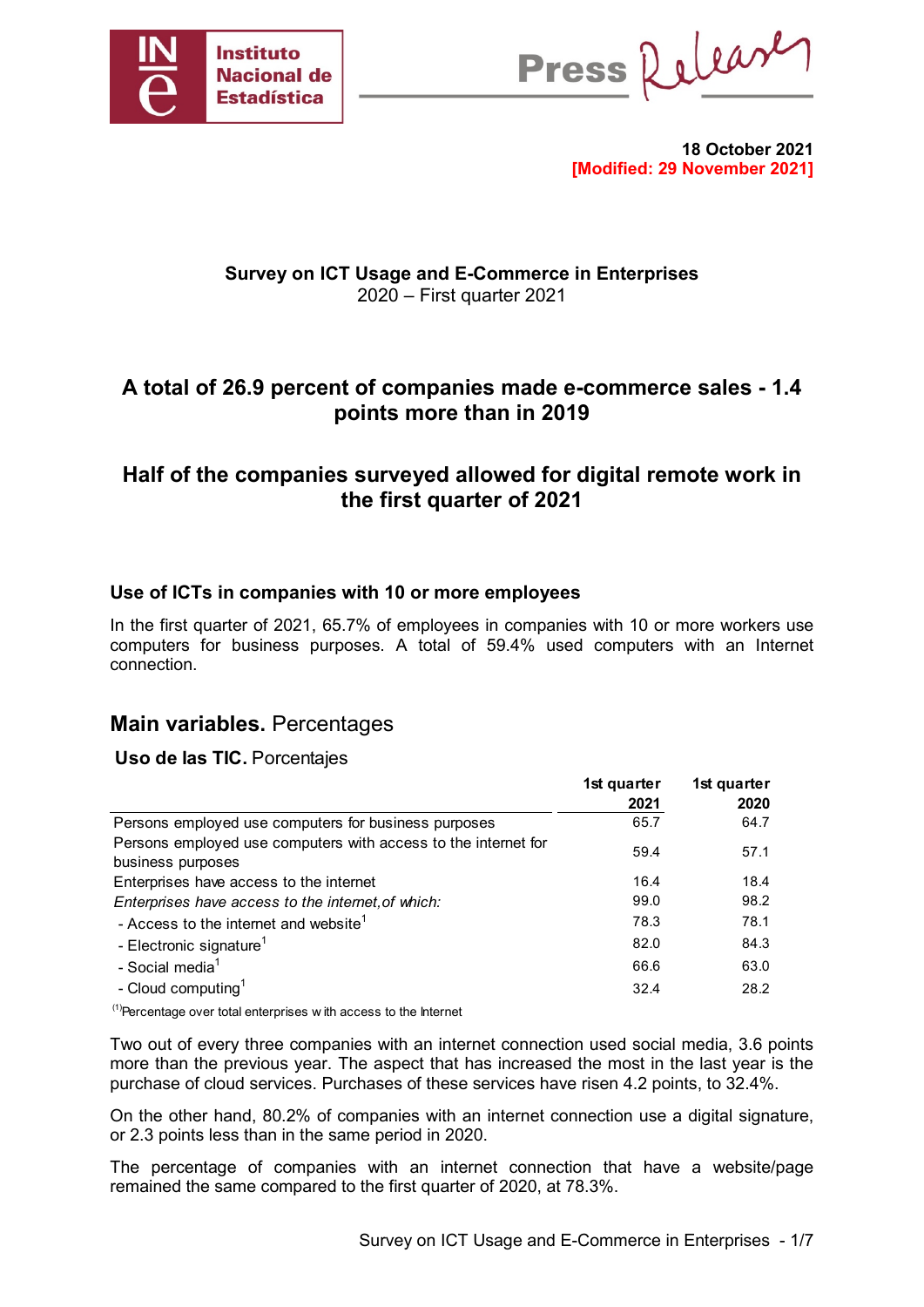Instituto Nacional de Estadística

Press Release

**18 October 2021**
**[Modified: 29 November 2021]**

**Survey on ICT Usage and E-Commerce in Enterprises**
2020 – First quarter 2021

## A total of 26.9 percent of companies made e-commerce sales - 1.4 points more than in 2019

## Half of the companies surveyed allowed for digital remote work in the first quarter of 2021

### Use of ICTs in companies with 10 or more employees

In the first quarter of 2021, 65.7% of employees in companies with 10 or more workers use computers for business purposes. A total of 59.4% used computers with an Internet connection.

## **Main variables.** Percentages

**Uso de las TIC.** Porcentajes

| | 1st quarter 2021 | 1st quarter 2020 |
|---|---|---|
| Persons employed use computers for business purposes | 65.7 | 64.7 |
| Persons employed use computers with access to the internet for business purposes | 59.4 | 57.1 |
| Enterprises have access to the internet | 16.4 | 18.4 |
| *Enterprises have access to the internet, of which:* | 99.0 | 98.2 |
| - Access to the internet and website[1] | 78.3 | 78.1 |
| - Electronic signature[1] | 82.0 | 84.3 |
| - Social media[1] | 66.6 | 63.0 |
| - Cloud computing[1] | 32.4 | 28.2 |

(1)Percentage over total enterprises with access to the Internet

Two out of every three companies with an internet connection used social media, 3.6 points more than the previous year. The aspect that has increased the most in the last year is the purchase of cloud services. Purchases of these services have risen 4.2 points, to 32.4%.

On the other hand, 80.2% of companies with an internet connection use a digital signature, or 2.3 points less than in the same period in 2020.

The percentage of companies with an internet connection that have a website/page remained the same compared to the first quarter of 2020, at 78.3%.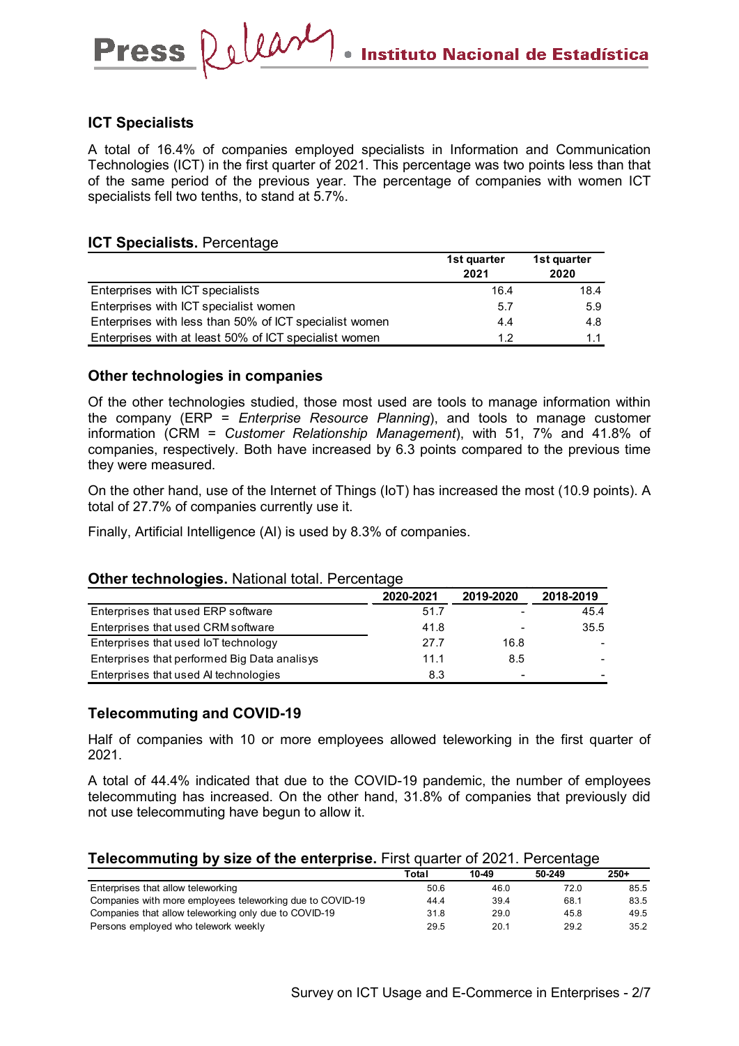## ICT Specialists

A total of 16.4% of companies employed specialists in Information and Communication Technologies (ICT) in the first quarter of 2021. This percentage was two points less than that of the same period of the previous year. The percentage of companies with women ICT specialists fell two tenths, to stand at 5.7%.

**ICT Specialists.** Percentage

| | 1st quarter 2021 | 1st quarter 2020 |
|---|---|---|
| Enterprises with ICT specialists | 16.4 | 18.4 |
| Enterprises with ICT specialist women | 5.7 | 5.9 |
| Enterprises with less than 50% of ICT specialist women | 4.4 | 4.8 |
| Enterprises with at least 50% of ICT specialist women | 1.2 | 1.1 |

## Other technologies in companies

Of the other technologies studied, those most used are tools to manage information within the company (ERP = *Enterprise Resource Planning*), and tools to manage customer information (CRM = *Customer Relationship Management*), with 51, 7% and 41.8% of companies, respectively. Both have increased by 6.3 points compared to the previous time they were measured.

On the other hand, use of the Internet of Things (IoT) has increased the most (10.9 points). A total of 27.7% of companies currently use it.

Finally, Artificial Intelligence (AI) is used by 8.3% of companies.

**Other technologies.** National total. Percentage

| | 2020-2021 | 2019-2020 | 2018-2019 |
|---|---|---|---|
| Enterprises that used ERP software | 51.7 | - | 45.4 |
| Enterprises that used CRM software | 41.8 | - | 35.5 |
| Enterprises that used IoT technology | 27.7 | 16.8 | - |
| Enterprises that performed Big Data analisys | 11.1 | 8.5 | - |
| Enterprises that used AI technologies | 8.3 | - | - |

## Telecommuting and COVID-19

Half of companies with 10 or more employees allowed teleworking in the first quarter of 2021.

A total of 44.4% indicated that due to the COVID-19 pandemic, the number of employees telecommuting has increased. On the other hand, 31.8% of companies that previously did not use telecommuting have begun to allow it.

**Telecommuting by size of the enterprise.** First quarter of 2021. Percentage

| | Total | 10-49 | 50-249 | 250+ |
|---|---|---|---|---|
| Enterprises that allow teleworking | 50.6 | 46.0 | 72.0 | 85.5 |
| Companies with more employees teleworking due to COVID-19 | 44.4 | 39.4 | 68.1 | 83.5 |
| Companies that allow teleworking only due to COVID-19 | 31.8 | 29.0 | 45.8 | 49.5 |
| Persons employed who telework weekly | 29.5 | 20.1 | 29.2 | 35.2 |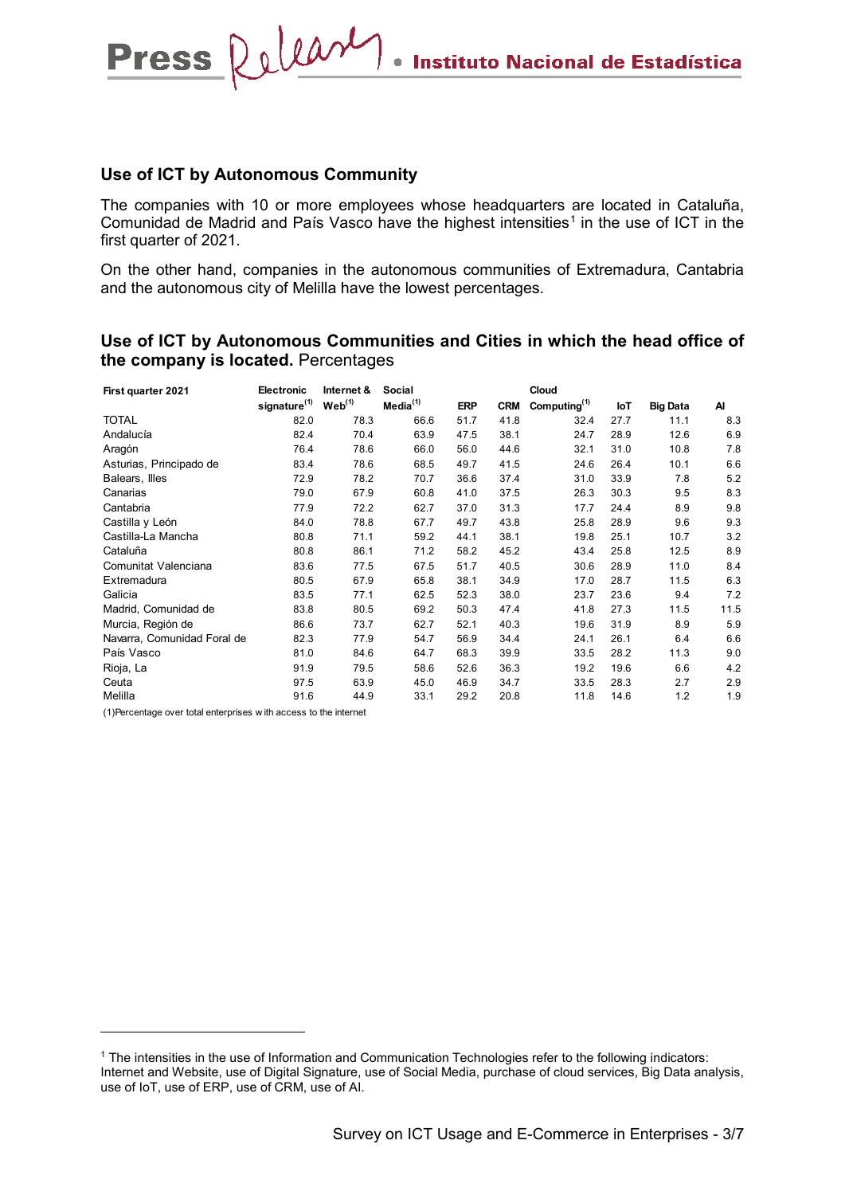## Use of ICT by Autonomous Community

The companies with 10 or more employees whose headquarters are located in Cataluña, Comunidad de Madrid and País Vasco have the highest intensities[1] in the use of ICT in the first quarter of 2021.

On the other hand, companies in the autonomous communities of Extremadura, Cantabria and the autonomous city of Melilla have the lowest percentages.

### Use of ICT by Autonomous Communities and Cities in which the head office of the company is located. Percentages

| First quarter 2021 | Electronic signature(1) | Internet & Web(1) | Social Media(1) | ERP | CRM | Cloud Computing(1) | IoT | Big Data | AI |
|---|---|---|---|---|---|---|---|---|---|
| TOTAL | 82.0 | 78.3 | 66.6 | 51.7 | 41.8 | 32.4 | 27.7 | 11.1 | 8.3 |
| Andalucía | 82.4 | 70.4 | 63.9 | 47.5 | 38.1 | 24.7 | 28.9 | 12.6 | 6.9 |
| Aragón | 76.4 | 78.6 | 66.0 | 56.0 | 44.6 | 32.1 | 31.0 | 10.8 | 7.8 |
| Asturias, Principado de | 83.4 | 78.6 | 68.5 | 49.7 | 41.5 | 24.6 | 26.4 | 10.1 | 6.6 |
| Balears, Illes | 72.9 | 78.2 | 70.7 | 36.6 | 37.4 | 31.0 | 33.9 | 7.8 | 5.2 |
| Canarias | 79.0 | 67.9 | 60.8 | 41.0 | 37.5 | 26.3 | 30.3 | 9.5 | 8.3 |
| Cantabria | 77.9 | 72.2 | 62.7 | 37.0 | 31.3 | 17.7 | 24.4 | 8.9 | 9.8 |
| Castilla y León | 84.0 | 78.8 | 67.7 | 49.7 | 43.8 | 25.8 | 28.9 | 9.6 | 9.3 |
| Castilla-La Mancha | 80.8 | 71.1 | 59.2 | 44.1 | 38.1 | 19.8 | 25.1 | 10.7 | 3.2 |
| Cataluña | 80.8 | 86.1 | 71.2 | 58.2 | 45.2 | 43.4 | 25.8 | 12.5 | 8.9 |
| Comunitat Valenciana | 83.6 | 77.5 | 67.5 | 51.7 | 40.5 | 30.6 | 28.9 | 11.0 | 8.4 |
| Extremadura | 80.5 | 67.9 | 65.8 | 38.1 | 34.9 | 17.0 | 28.7 | 11.5 | 6.3 |
| Galicia | 83.5 | 77.1 | 62.5 | 52.3 | 38.0 | 23.7 | 23.6 | 9.4 | 7.2 |
| Madrid, Comunidad de | 83.8 | 80.5 | 69.2 | 50.3 | 47.4 | 41.8 | 27.3 | 11.5 | 11.5 |
| Murcia, Región de | 86.6 | 73.7 | 62.7 | 52.1 | 40.3 | 19.6 | 31.9 | 8.9 | 5.9 |
| Navarra, Comunidad Foral de | 82.3 | 77.9 | 54.7 | 56.9 | 34.4 | 24.1 | 26.1 | 6.4 | 6.6 |
| País Vasco | 81.0 | 84.6 | 64.7 | 68.3 | 39.9 | 33.5 | 28.2 | 11.3 | 9.0 |
| Rioja, La | 91.9 | 79.5 | 58.6 | 52.6 | 36.3 | 19.2 | 19.6 | 6.6 | 4.2 |
| Ceuta | 97.5 | 63.9 | 45.0 | 46.9 | 34.7 | 33.5 | 28.3 | 2.7 | 2.9 |
| Melilla | 91.6 | 44.9 | 33.1 | 29.2 | 20.8 | 11.8 | 14.6 | 1.2 | 1.9 |

(1)Percentage over total enterprises with access to the internet

[1] The intensities in the use of Information and Communication Technologies refer to the following indicators: Internet and Website, use of Digital Signature, use of Social Media, purchase of cloud services, Big Data analysis, use of IoT, use of ERP, use of CRM, use of AI.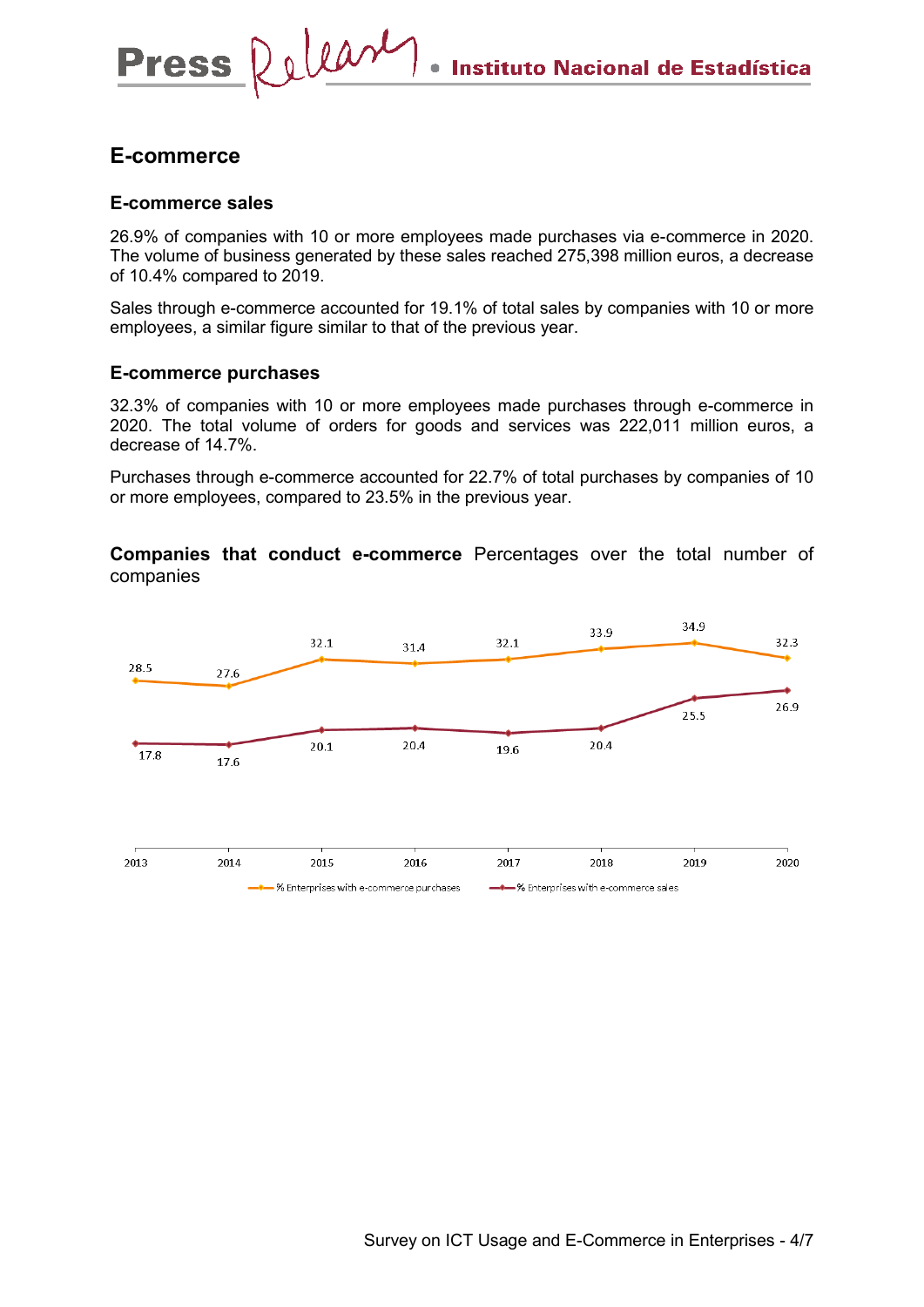## E-commerce

### E-commerce sales

26.9% of companies with 10 or more employees made purchases via e-commerce in 2020. The volume of business generated by these sales reached 275,398 million euros, a decrease of 10.4% compared to 2019.

Sales through e-commerce accounted for 19.1% of total sales by companies with 10 or more employees, a similar figure similar to that of the previous year.

### E-commerce purchases

32.3% of companies with 10 or more employees made purchases through e-commerce in 2020. The total volume of orders for goods and services was 222,011 million euros, a decrease of 14.7%.

Purchases through e-commerce accounted for 22.7% of total purchases by companies of 10 or more employees, compared to 23.5% in the previous year.

**Companies that conduct e-commerce** Percentages over the total number of companies

| Year | % Enterprises with e-commerce purchases | % Enterprises with e-commerce sales |
|---|---|---|
| 2013 | 28.5 | 17.8 |
| 2014 | 27.6 | 17.6 |
| 2015 | 32.1 | 20.1 |
| 2016 | 31.4 | 20.4 |
| 2017 | 32.1 | 19.6 |
| 2018 | 33.9 | 20.4 |
| 2019 | 34.9 | 25.5 |
| 2020 | 32.3 | 26.9 |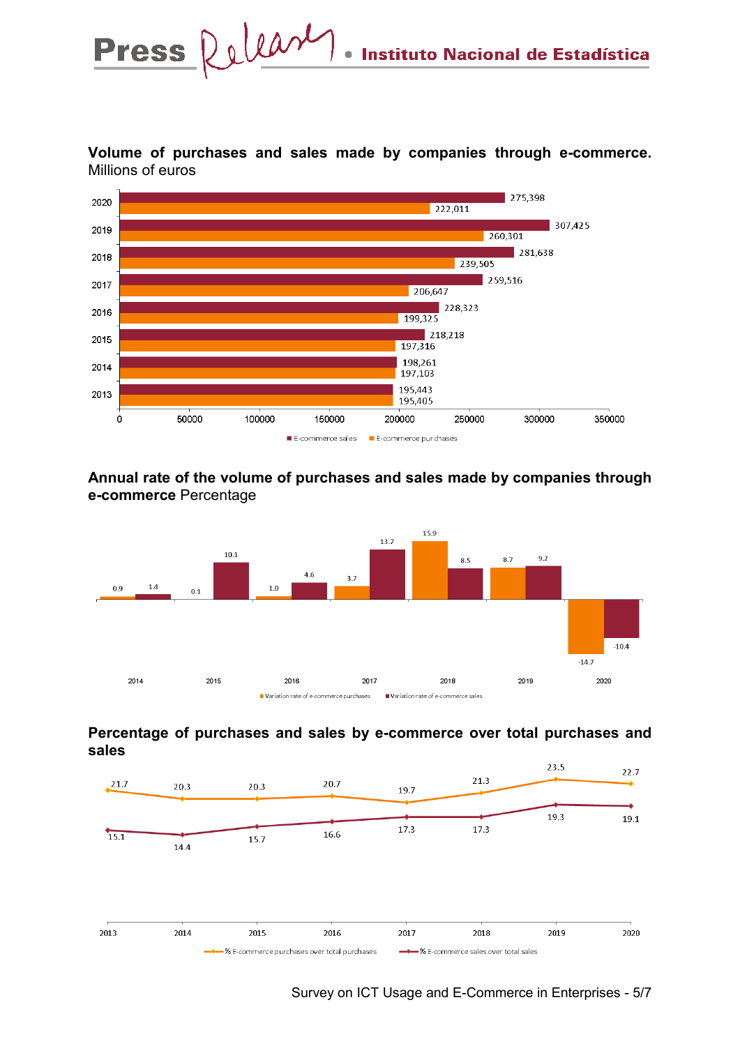**Volume of purchases and sales made by companies through e-commerce.** Millions of euros

| Year | E-commerce sales | E-commerce purchases |
|---|---|---|
| 2020 | 275,398 | 222,011 |
| 2019 | 307,425 | 260,301 |
| 2018 | 281,638 | 239,505 |
| 2017 | 259,516 | 206,647 |
| 2016 | 228,323 | 199,325 |
| 2015 | 218,218 | 197,316 |
| 2014 | 198,261 | 197,103 |
| 2013 | 195,443 | 195,405 |

**Annual rate of the volume of purchases and sales made by companies through e-commerce** Percentage

| Year | Variation rate of e-commerce purchases | Variation rate of e-commerce sales |
|---|---|---|
| 2014 | 0.9 | 1.4 |
| 2015 | 0.1 | 10.1 |
| 2016 | 1.0 | 4.6 |
| 2017 | 3.7 | 13.7 |
| 2018 | 15.9 | 8.5 |
| 2019 | 8.7 | 9.2 |
| 2020 | -14.7 | -10.4 |

**Percentage of purchases and sales by e-commerce over total purchases and sales**

| Year | % E-commerce purchases over total purchases | % E-commerce sales over total sales |
|---|---|---|
| 2013 | 21.7 | 15.1 |
| 2014 | 20.3 | 14.4 |
| 2015 | 20.3 | 15.7 |
| 2016 | 20.7 | 16.6 |
| 2017 | 19.7 | 17.3 |
| 2018 | 21.3 | 17.3 |
| 2019 | 23.5 | 19.3 |
| 2020 | 22.7 | 19.1 |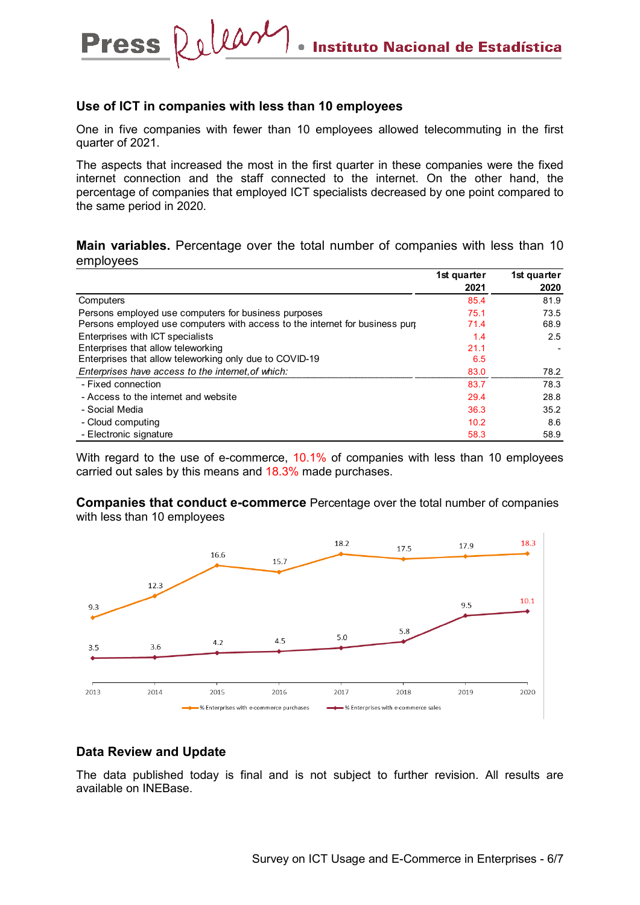## Use of ICT in companies with less than 10 employees

One in five companies with fewer than 10 employees allowed telecommuting in the first quarter of 2021.

The aspects that increased the most in the first quarter in these companies were the fixed internet connection and the staff connected to the internet. On the other hand, the percentage of companies that employed ICT specialists decreased by one point compared to the same period in 2020.

**Main variables.** Percentage over the total number of companies with less than 10 employees

| | 1st quarter 2021 | 1st quarter 2020 |
|---|---|---|
| Computers | 85.4 | 81.9 |
| Persons employed use computers for business purposes | 75.1 | 73.5 |
| Persons employed use computers with access to the internet for business pur | 71.4 | 68.9 |
| Enterprises with ICT specialists | 1.4 | 2.5 |
| Enterprises that allow teleworking | 21.1 | - |
| Enterprises that allow teleworking only due to COVID-19 | 6.5 | |
| *Enterprises have access to the internet,of which:* | 83.0 | 78.2 |
| - Fixed connection | 83.7 | 78.3 |
| - Access to the internet and website | 29.4 | 28.8 |
| - Social Media | 36.3 | 35.2 |
| - Cloud computing | 10.2 | 8.6 |
| - Electronic signature | 58.3 | 58.9 |

With regard to the use of e-commerce, 10.1% of companies with less than 10 employees carried out sales by this means and 18.3% made purchases.

**Companies that conduct e-commerce** Percentage over the total number of companies with less than 10 employees

| | 2013 | 2014 | 2015 | 2016 | 2017 | 2018 | 2019 | 2020 |
|---|---|---|---|---|---|---|---|---|
| % Enterprises with e-commerce purchases | 9.3 | 12.3 | 16.6 | 15.7 | 18.2 | 17.5 | 17.9 | 18.3 |
| % Enterprises with e-commerce sales | 3.5 | 3.6 | 4.2 | 4.5 | 5.0 | 5.8 | 9.5 | 10.1 |

## Data Review and Update

The data published today is final and is not subject to further revision. All results are available on INEBase.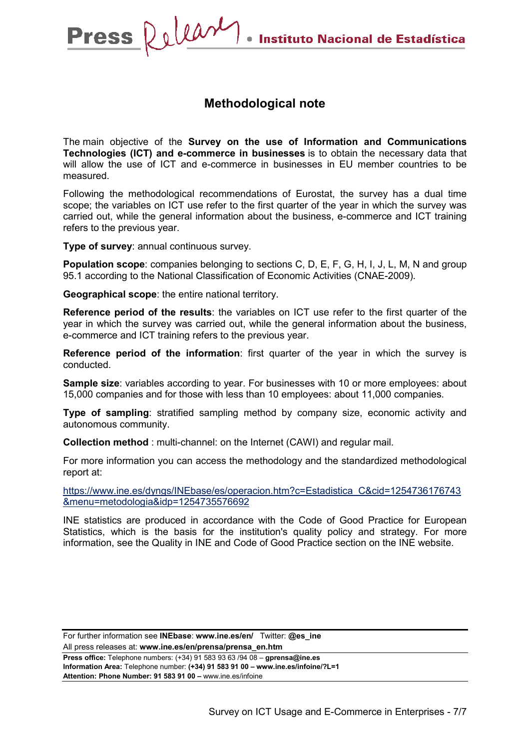## Methodological note

The main objective of the **Survey on the use of Information and Communications Technologies (ICT) and e-commerce in businesses** is to obtain the necessary data that will allow the use of ICT and e-commerce in businesses in EU member countries to be measured.

Following the methodological recommendations of Eurostat, the survey has a dual time scope; the variables on ICT use refer to the first quarter of the year in which the survey was carried out, while the general information about the business, e-commerce and ICT training refers to the previous year.

**Type of survey**: annual continuous survey.

**Population scope**: companies belonging to sections C, D, E, F, G, H, I, J, L, M, N and group 95.1 according to the National Classification of Economic Activities (CNAE-2009).

**Geographical scope**: the entire national territory.

**Reference period of the results**: the variables on ICT use refer to the first quarter of the year in which the survey was carried out, while the general information about the business, e-commerce and ICT training refers to the previous year.

**Reference period of the information**: first quarter of the year in which the survey is conducted.

**Sample size**: variables according to year. For businesses with 10 or more employees: about 15,000 companies and for those with less than 10 employees: about 11,000 companies.

**Type of sampling**: stratified sampling method by company size, economic activity and autonomous community.

**Collection method** : multi-channel: on the Internet (CAWI) and regular mail.

For more information you can access the methodology and the standardized methodological report at:

https://www.ine.es/dyngs/INEbase/es/operacion.htm?c=Estadistica_C&cid=1254736176743&menu=metodologia&idp=1254735576692

INE statistics are produced in accordance with the Code of Good Practice for European Statistics, which is the basis for the institution's quality policy and strategy. For more information, see the Quality in INE and Code of Good Practice section on the INE website.

For further information see **INEbase**: **www.ine.es/en/** Twitter: **@es_ine**
All press releases at: **www.ine.es/en/prensa/prensa_en.htm**

**Press office:** Telephone numbers: (+34) 91 583 93 63 /94 08 – **gprensa@ine.es**
**Information Area:** Telephone number: **(+34) 91 583 91 00 – www.ine.es/infoine/?L=1**
**Attention: Phone Number: 91 583 91 00 –** www.ine.es/infoine